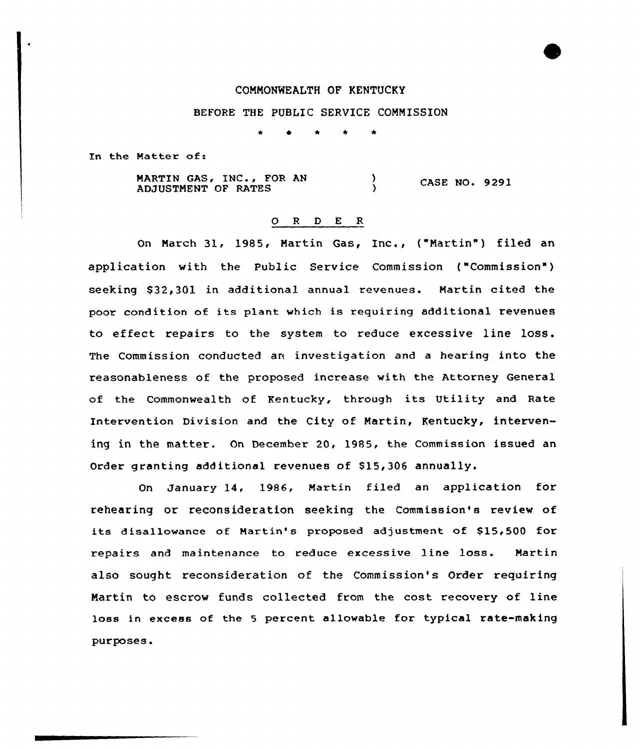COMMONWEALTH OF KENTUCKY

BEFORE THE PUBLIC SERVICE COMMISSION

\* \* \* \* \*

In the Matter of:

| | | |
|---|---|---|
| MARTIN GAS, INC., FOR AN ADJUSTMENT OF RATES | ) ) | CASE NO. 9291 |

## O R D E R

On March 31, 1985, Martin Gas, Inc., ("Martin") filed an application with the Public Service Commission ("Commission") seeking $32,301 in additional annual revenues. Martin cited the poor condition of its plant which is requiring additional revenues to effect repairs to the system to reduce excessive line loss. The Commission conducted an investigation and a hearing into the reasonableness of the proposed increase with the Attorney General of the Commonwealth of Kentucky, through its Utility and Rate Intervention Division and the City of Martin, Kentucky, intervening in the matter. On December 20, 1985, the Commission issued an Order granting additional revenues of $15,306 annually.

On January 14, 1986, Martin filed an application for rehearing or reconsideration seeking the Commission's review of its disallowance of Martin's proposed adjustment of $15,500 for repairs and maintenance to reduce excessive line loss. Martin also sought reconsideration of the Commission's Order requiring Martin to escrow funds collected from the cost recovery of line loss in excess of the 5 percent allowable for typical rate-making purposes.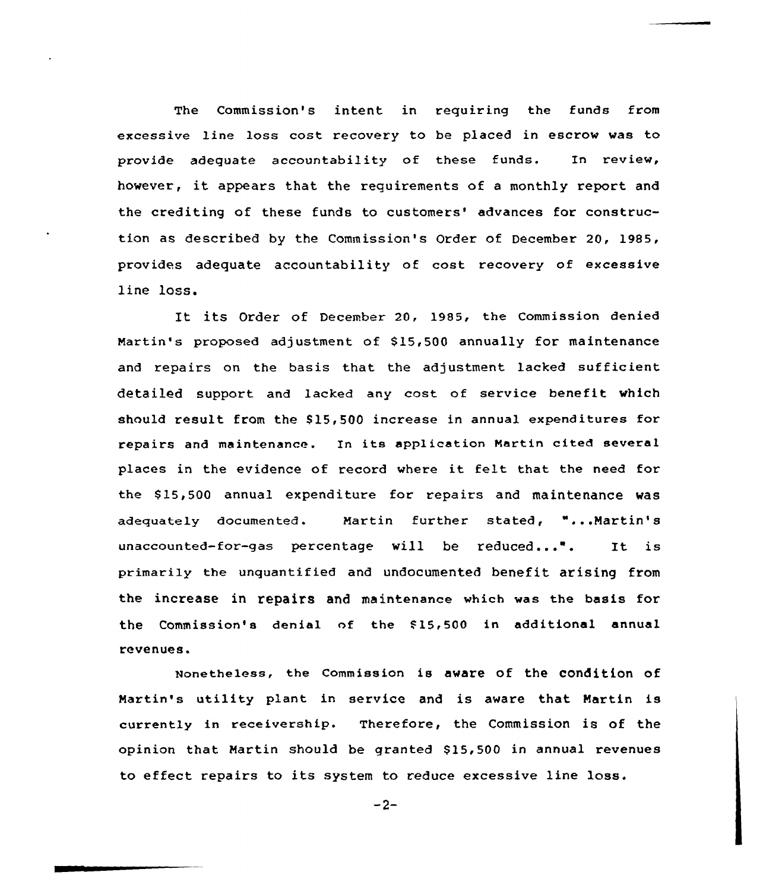The Commission's intent in requiring the funds from excessive line loss cost recovery to be placed in escrow was to provide adequate accountability of these funds. In review, however, it appears that the requirements of a monthly report and the crediting of these funds to customers' advances for construction as described by the Commission's Order of December 20, 1985, provides adequate accountability of cost recovery of excessive line loss.

It its Order of December 20, 1985, the Commission denied Martin's proposed adjustment of $15,500 annually for maintenance and repairs on the basis that the adjustment lacked sufficient detailed support and lacked any cost of service benefit which should result from the $15,500 increase in annual expenditures for repairs and maintenance. In its application Martin cited several places in the evidence of record where it felt that the need for the $15,500 annual expenditure for repairs and maintenance was adequately documented. Martin further stated, "...Martin's unaccounted-for-gas percentage will be reduced...". It is primarily the unquantified and undocumented benefit arising from the increase in repairs and maintenance which was the basis for the Commission's denial of the $15,500 in additional annual revenues.

Nonetheless, the Commission is aware of the condition of Martin's utility plant in service and is aware that Martin is currently in receivership. Therefore, the Commission is of the opinion that Martin should be granted $15,500 in annual revenues to effect repairs to its system to reduce excessive line loss.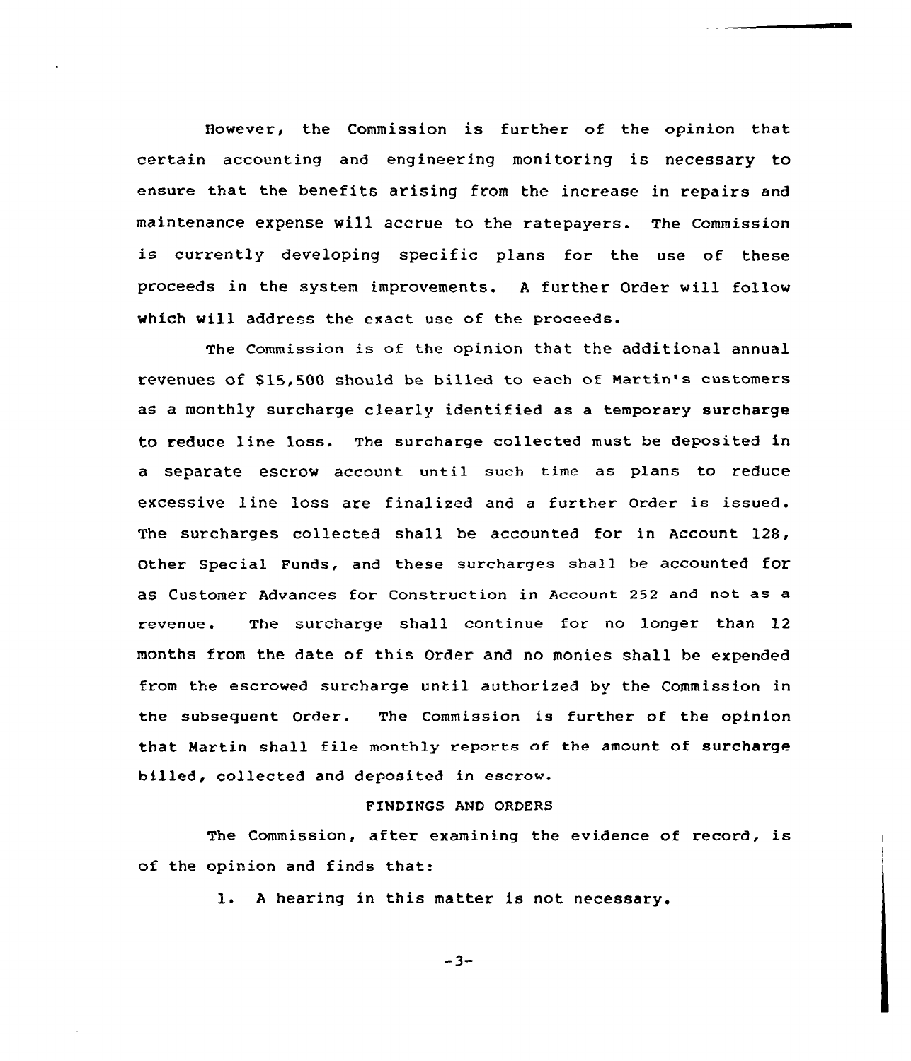However, the Commission is further of the opinion that certain accounting and engineering monitoring is necessary to ensure that the benefits arising from the increase in repairs and maintenance expense will accrue to the ratepayers. The Commission is currently developing specific plans for the use of these proceeds in the system improvements. A further Order will follow which will address the exact use of the proceeds.

The Commission is of the opinion that the additional annual revenues of $15,500 should be billed to each of Martin's customers as a monthly surcharge clearly identified as a temporary surcharge to reduce line loss. The surcharge collected must be deposited in a separate escrow account until such time as plans to reduce excessive line loss are finalized and a further Order is issued. The surcharges collected shall be accounted for in Account 128, Other Special Funds, and these surcharges shall be accounted for as Customer Advances for Construction in Account 252 and not as a revenue. The surcharge shall continue for no longer than 12 months from the date of this Order and no monies shall be expended from the escrowed surcharge until authorized by the Commission in the subsequent Order. The Commission is further of the opinion that Martin shall file monthly reports of the amount of surcharge billed, collected and deposited in escrow.

## FINDINGS AND ORDERS

The Commission, after examining the evidence of record, is of the opinion and finds that:

1. A hearing in this matter is not necessary.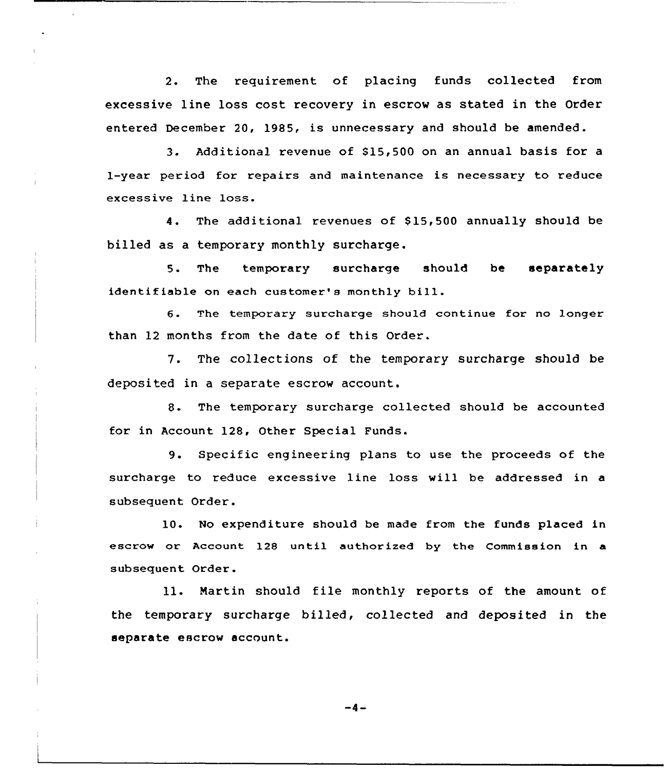2. The requirement of placing funds collected from excessive line loss cost recovery in escrow as stated in the Order entered December 20, 1985, is unnecessary and should be amended.

3. Additional revenue of $15,500 on an annual basis for a 1-year period for repairs and maintenance is necessary to reduce excessive line loss.

4. The additional revenues of $15,500 annually should be billed as a temporary monthly surcharge.

5. The temporary surcharge should be separately identifiable on each customer's monthly bill.

6. The temporary surcharge should continue for no longer than 12 months from the date of this Order.

7. The collections of the temporary surcharge should be deposited in a separate escrow account.

8. The temporary surcharge collected should be accounted for in Account 128, Other Special Funds.

9. Specific engineering plans to use the proceeds of the surcharge to reduce excessive line loss will be addressed in a subsequent Order.

10. No expenditure should be made from the funds placed in escrow or Account 128 until authorized by the Commission in a subsequent Order.

11. Martin should file monthly reports of the amount of the temporary surcharge billed, collected and deposited in the separate escrow account.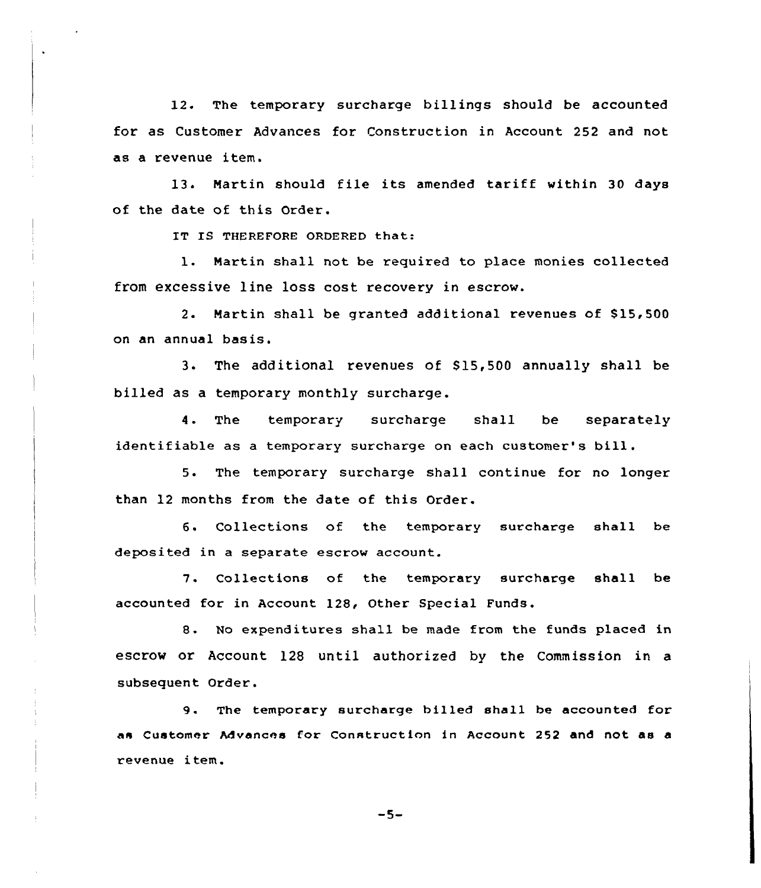12. The temporary surcharge billings should be accounted for as Customer Advances for Construction in Account 252 and not as a revenue item.

13. Martin should file its amended tariff within 30 days of the date of this Order.

IT IS THEREFORE ORDERED that:

1. Martin shall not be required to place monies collected from excessive line loss cost recovery in escrow.

2. Martin shall be granted additional revenues of $15,500 on an annual basis.

3. The additional revenues of $15,500 annually shall be billed as a temporary monthly surcharge.

4. The temporary surcharge shall be separately identifiable as a temporary surcharge on each customer's bill.

5. The temporary surcharge shall continue for no longer than 12 months from the date of this Order.

6. Collections of the temporary surcharge shall be deposited in a separate escrow account.

7. Collections of the temporary surcharge shall be accounted for in Account 128, Other Special Funds.

8. No expenditures shall be made from the funds placed in escrow or Account 128 until authorized by the Commission in a subsequent Order.

9. The temporary surcharge billed shall be accounted for as Customer Advances for Construction in Account 252 and not as a revenue item.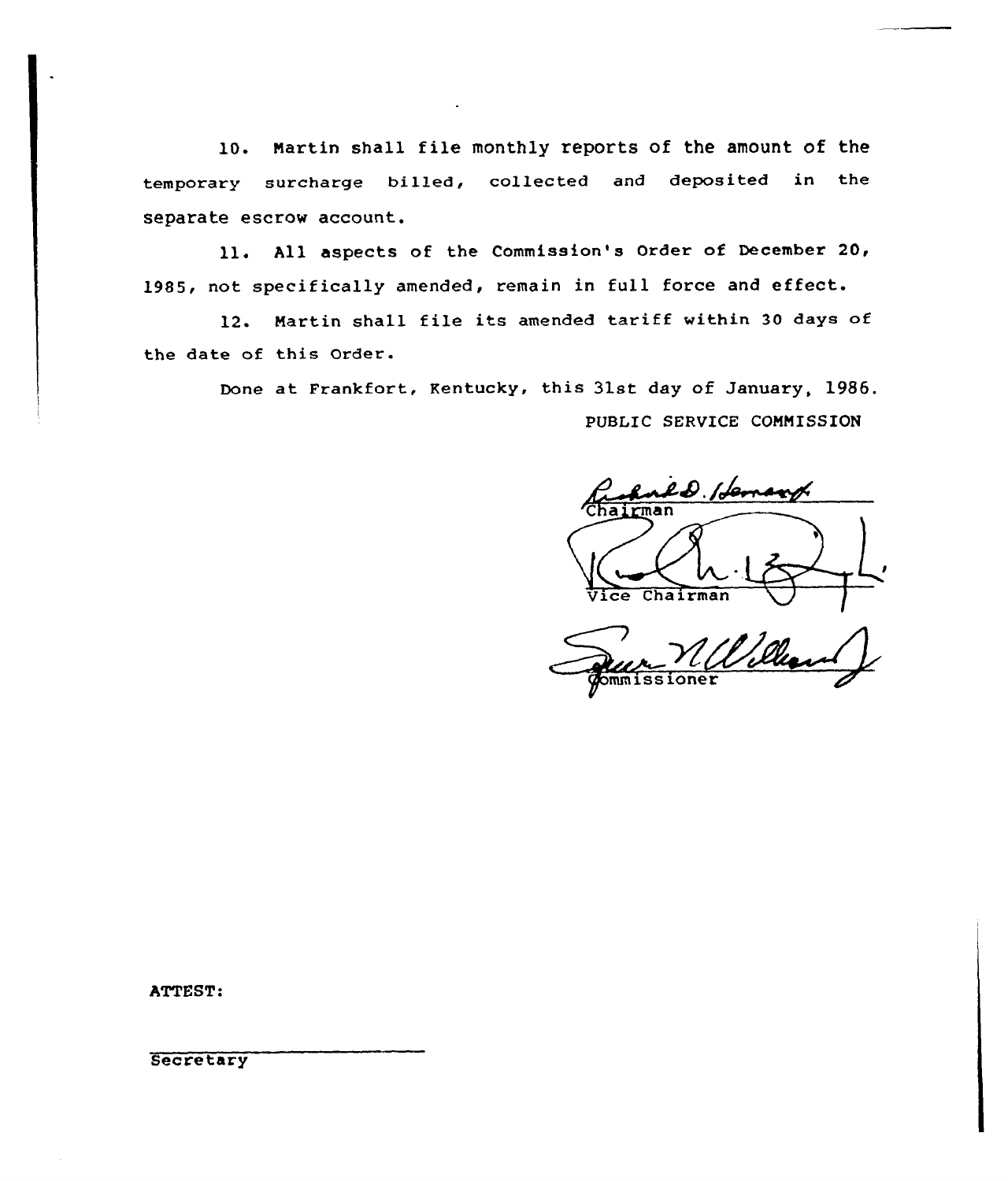10. Martin shall file monthly reports of the amount of the temporary surcharge billed, collected and deposited in the separate escrow account.

11. All aspects of the Commission's Order of December 20, 1985, not specifically amended, remain in full force and effect.

12. Martin shall file its amended tariff within 30 days of the date of this Order.

Done at Frankfort, Kentucky, this 31st day of January, 1986.

PUBLIC SERVICE COMMISSION

Chairman

Vice Chairman

Commissioner

ATTEST:

Secretary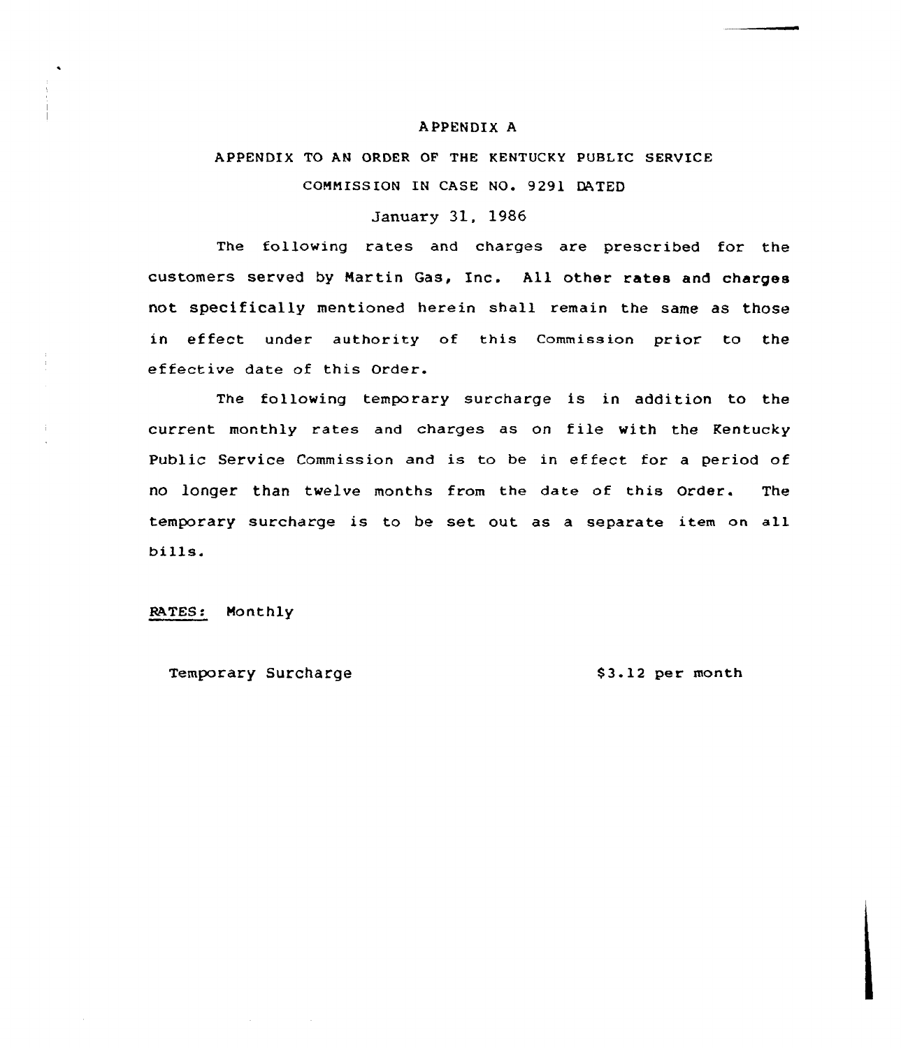# APPENDIX A

APPENDIX TO AN ORDER OF THE KENTUCKY PUBLIC SERVICE COMMISSION IN CASE NO. 9291 DATED

January 31, 1986

The following rates and charges are prescribed for the customers served by Martin Gas, Inc. All other rates and charges not specifically mentioned herein shall remain the same as those in effect under authority of this Commission prior to the effective date of this Order.

The following temporary surcharge is in addition to the current monthly rates and charges as on file with the Kentucky Public Service Commission and is to be in effect for a period of no longer than twelve months from the date of this Order. The temporary surcharge is to be set out as a separate item on all bills.

RATES: Monthly

Temporary Surcharge $3.12 per month